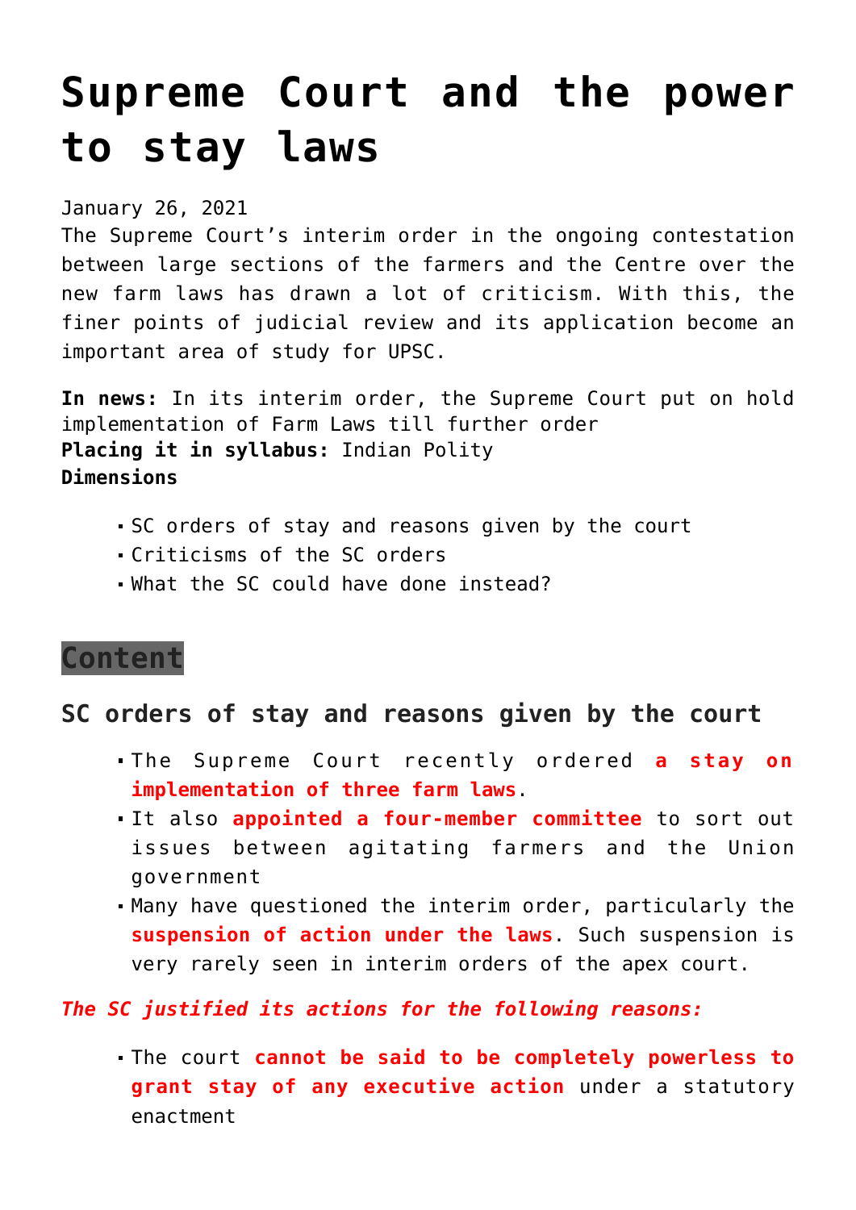# Supreme Court and the power to stay laws

January 26, 2021

The Supreme Court's interim order in the ongoing contestation between large sections of the farmers and the Centre over the new farm laws has drawn a lot of criticism. With this, the finer points of judicial review and its application become an important area of study for UPSC.

**In news:** In its interim order, the Supreme Court put on hold implementation of Farm Laws till further order
**Placing it in syllabus:** Indian Polity
**Dimensions**

- SC orders of stay and reasons given by the court
- Criticisms of the SC orders
- What the SC could have done instead?

## Content

### SC orders of stay and reasons given by the court

- The Supreme Court recently ordered **a stay on implementation of three farm laws**.
- It also **appointed a four-member committee** to sort out issues between agitating farmers and the Union government
- Many have questioned the interim order, particularly the **suspension of action under the laws**. Such suspension is very rarely seen in interim orders of the apex court.

***The SC justified its actions for the following reasons:***

- The court **cannot be said to be completely powerless to grant stay of any executive action** under a statutory enactment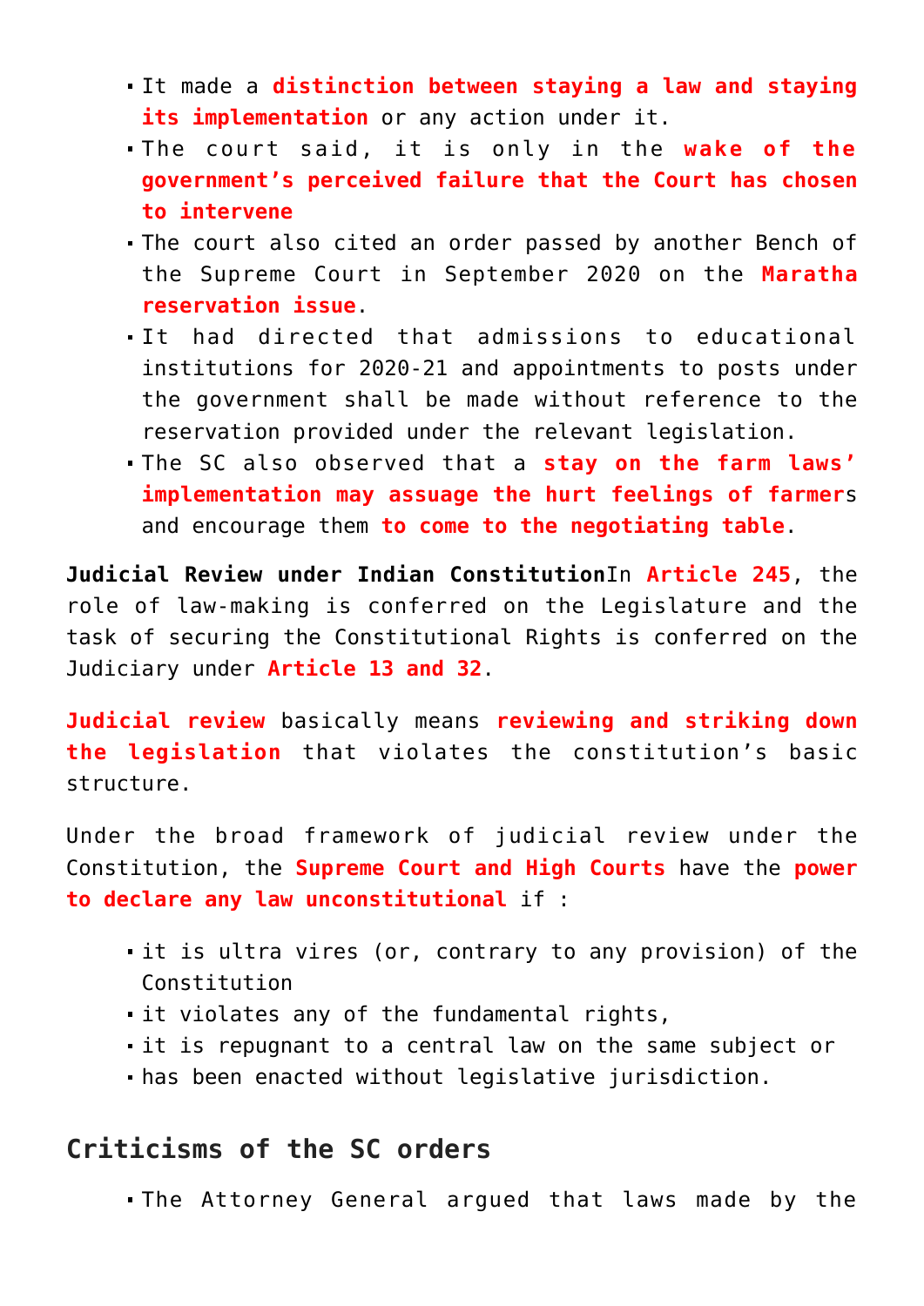- It made a **distinction between staying a law and staying its implementation** or any action under it.
- The court said, it is only in the **wake of the government's perceived failure that the Court has chosen to intervene**
- The court also cited an order passed by another Bench of the Supreme Court in September 2020 on the **Maratha reservation issue**.
- It had directed that admissions to educational institutions for 2020-21 and appointments to posts under the government shall be made without reference to the reservation provided under the relevant legislation.
- The SC also observed that a **stay on the farm laws' implementation may assuage the hurt feelings of farmer**s and encourage them **to come to the negotiating table**.

**Judicial Review under Indian Constitution**In **Article 245**, the role of law-making is conferred on the Legislature and the task of securing the Constitutional Rights is conferred on the Judiciary under **Article 13 and 32**.

**Judicial review** basically means **reviewing and striking down the legislation** that violates the constitution's basic structure.

Under the broad framework of judicial review under the Constitution, the **Supreme Court and High Courts** have the **power to declare any law unconstitutional** if :

- it is ultra vires (or, contrary to any provision) of the Constitution
- it violates any of the fundamental rights,
- it is repugnant to a central law on the same subject or
- has been enacted without legislative jurisdiction.

## Criticisms of the SC orders

- The Attorney General argued that laws made by the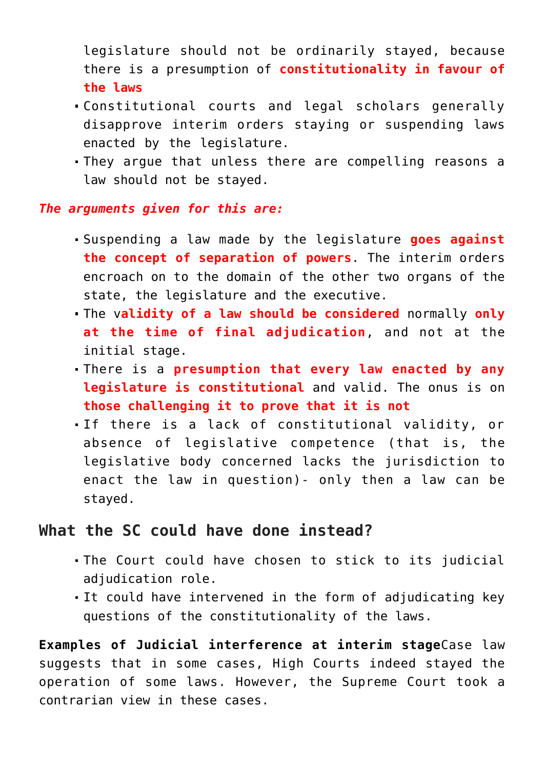legislature should not be ordinarily stayed, because there is a presumption of **constitutionality in favour of the laws**

- Constitutional courts and legal scholars generally disapprove interim orders staying or suspending laws enacted by the legislature.
- They argue that unless there are compelling reasons a law should not be stayed.

***The arguments given for this are:***

- Suspending a law made by the legislature **goes against the concept of separation of powers**. The interim orders encroach on to the domain of the other two organs of the state, the legislature and the executive.
- The v**alidity of a law should be considered** normally **only at the time of final adjudication**, and not at the initial stage.
- There is a **presumption that every law enacted by any legislature is constitutional** and valid. The onus is on **those challenging it to prove that it is not**
- If there is a lack of constitutional validity, or absence of legislative competence (that is, the legislative body concerned lacks the jurisdiction to enact the law in question)- only then a law can be stayed.

## What the SC could have done instead?

- The Court could have chosen to stick to its judicial adjudication role.
- It could have intervened in the form of adjudicating key questions of the constitutionality of the laws.

**Examples of Judicial interference at interim stage**Case law suggests that in some cases, High Courts indeed stayed the operation of some laws. However, the Supreme Court took a contrarian view in these cases.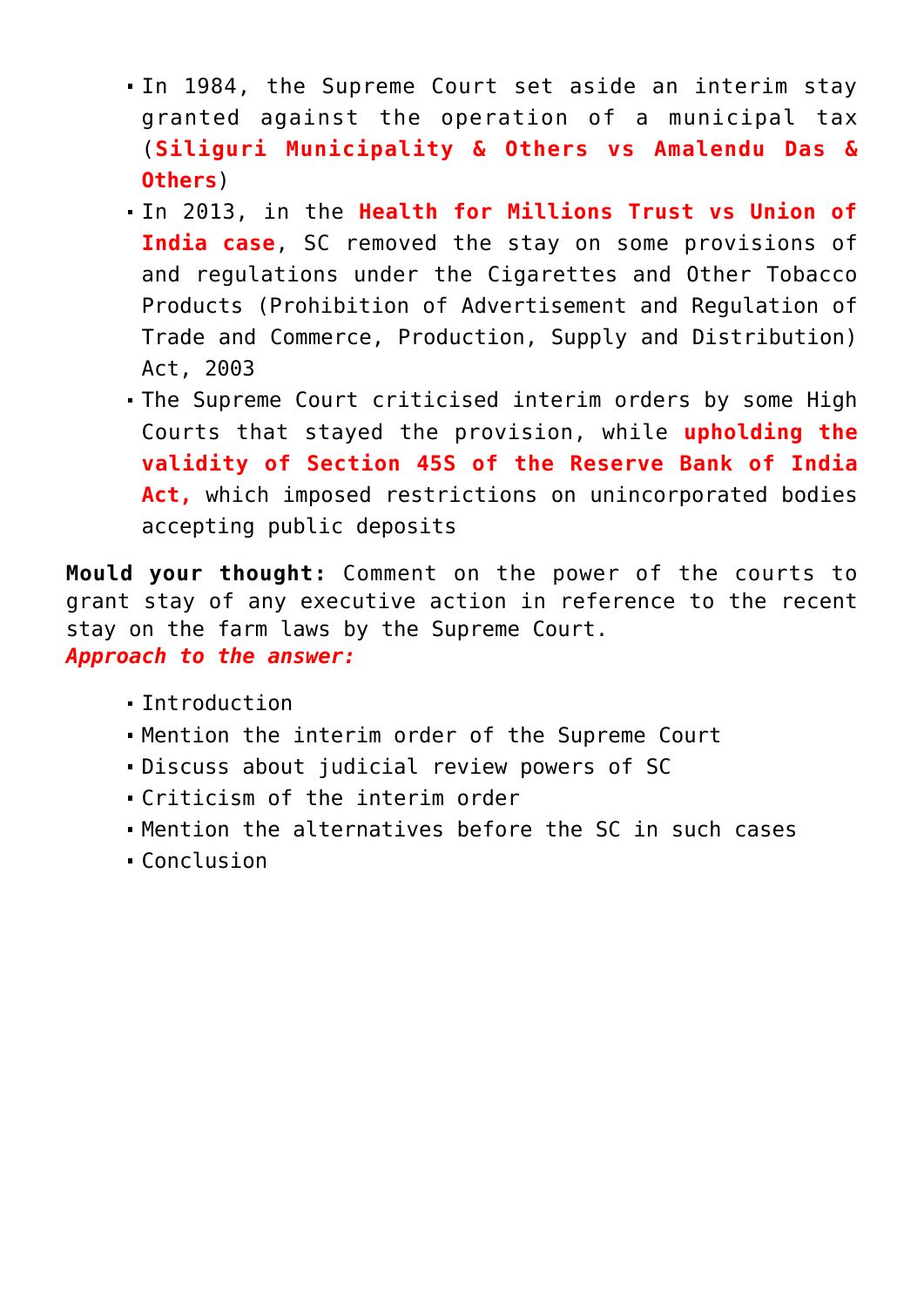- In 1984, the Supreme Court set aside an interim stay granted against the operation of a municipal tax (**Siliguri Municipality & Others vs Amalendu Das & Others**)
- In 2013, in the **Health for Millions Trust vs Union of India case**, SC removed the stay on some provisions of and regulations under the Cigarettes and Other Tobacco Products (Prohibition of Advertisement and Regulation of Trade and Commerce, Production, Supply and Distribution) Act, 2003
- The Supreme Court criticised interim orders by some High Courts that stayed the provision, while **upholding the validity of Section 45S of the Reserve Bank of India Act,** which imposed restrictions on unincorporated bodies accepting public deposits

**Mould your thought:** Comment on the power of the courts to grant stay of any executive action in reference to the recent stay on the farm laws by the Supreme Court.

***Approach to the answer:***

- Introduction
- Mention the interim order of the Supreme Court
- Discuss about judicial review powers of SC
- Criticism of the interim order
- Mention the alternatives before the SC in such cases
- Conclusion